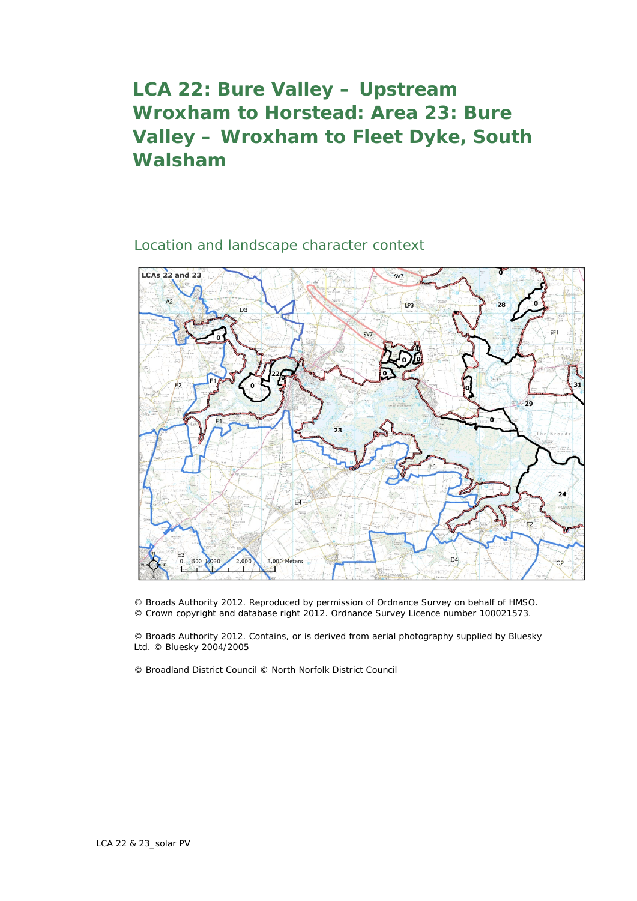# LCA 22: Bure Valley – Upstream Wroxham to Horstead: Area 23: Bure Valley – Wroxham to Fleet Dyke, South Walsham

## Location and landscape character context

LCAs 22 and 23

© Broads Authority 2012. Reproduced by permission of Ordnance Survey on behalf of HMSO.
© Crown copyright and database right 2012. Ordnance Survey Licence number 100021573.

© Broads Authority 2012. Contains, or is derived from aerial photography supplied by Bluesky Ltd. © Bluesky 2004/2005

© Broadland District Council © North Norfolk District Council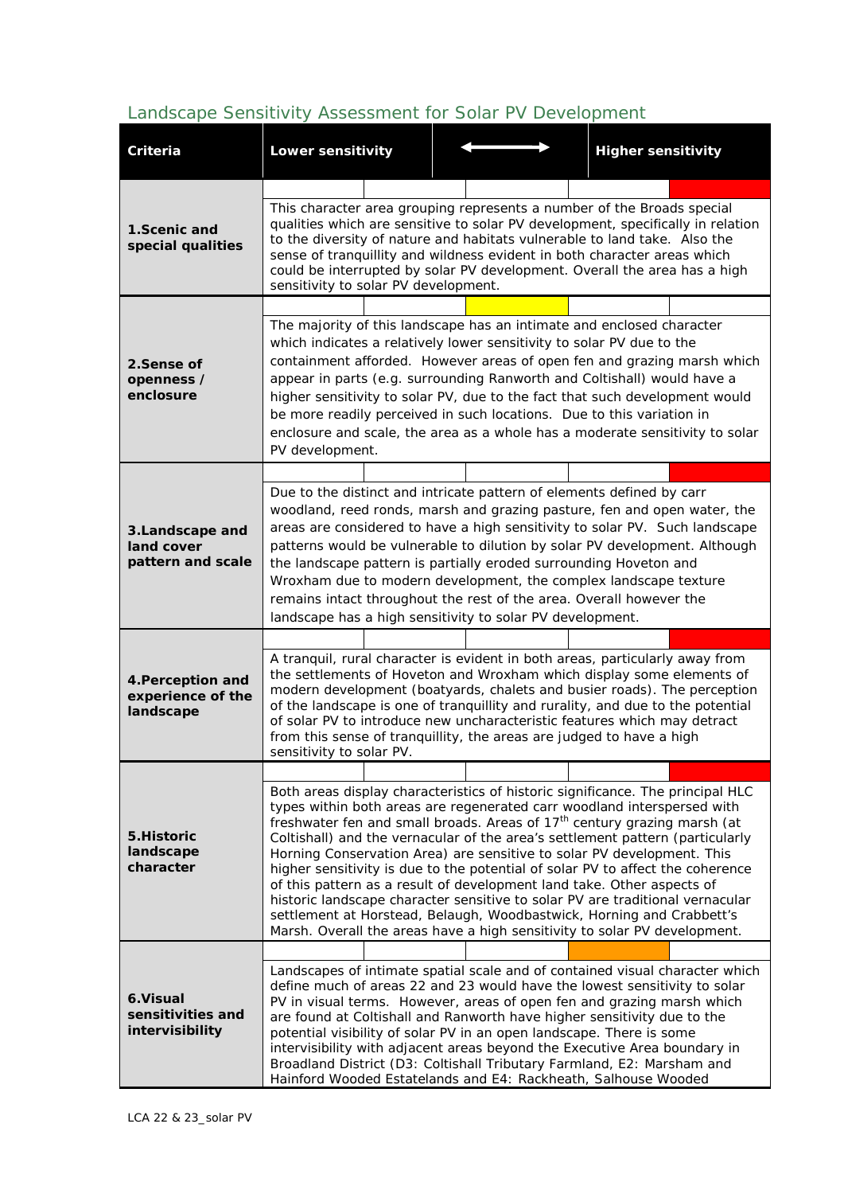## Landscape Sensitivity Assessment for Solar PV Development

| Criteria | Lower sensitivity | ⟷ | Higher sensitivity |
|---|---|---|---|
| **1.Scenic and special qualities** | This character area grouping represents a number of the Broads special qualities which are sensitive to solar PV development, specifically in relation to the diversity of nature and habitats vulnerable to land take. Also the sense of tranquillity and wildness evident in both character areas which could be interrupted by solar PV development. Overall the area has a high sensitivity to solar PV development. | | |
| **2.Sense of openness / enclosure** | The majority of this landscape has an intimate and enclosed character which indicates a relatively lower sensitivity to solar PV due to the containment afforded. However areas of open fen and grazing marsh which appear in parts (e.g. surrounding Ranworth and Coltishall) would have a higher sensitivity to solar PV, due to the fact that such development would be more readily perceived in such locations. Due to this variation in enclosure and scale, the area as a whole has a moderate sensitivity to solar PV development. | | |
| **3.Landscape and land cover pattern and scale** | Due to the distinct and intricate pattern of elements defined by carr woodland, reed ronds, marsh and grazing pasture, fen and open water, the areas are considered to have a high sensitivity to solar PV. Such landscape patterns would be vulnerable to dilution by solar PV development. Although the landscape pattern is partially eroded surrounding Hoveton and Wroxham due to modern development, the complex landscape texture remains intact throughout the rest of the area. Overall however the landscape has a high sensitivity to solar PV development. | | |
| **4.Perception and experience of the landscape** | A tranquil, rural character is evident in both areas, particularly away from the settlements of Hoveton and Wroxham which display some elements of modern development (boatyards, chalets and busier roads). The perception of the landscape is one of tranquillity and rurality, and due to the potential of solar PV to introduce new uncharacteristic features which may detract from this sense of tranquillity, the areas are judged to have a high sensitivity to solar PV. | | |
| **5.Historic landscape character** | Both areas display characteristics of historic significance. The principal HLC types within both areas are regenerated carr woodland interspersed with freshwater fen and small broads. Areas of 17th century grazing marsh (at Coltishall) and the vernacular of the area's settlement pattern (particularly Horning Conservation Area) are sensitive to solar PV development. This higher sensitivity is due to the potential of solar PV to affect the coherence of this pattern as a result of development land take. Other aspects of historic landscape character sensitive to solar PV are traditional vernacular settlement at Horstead, Belaugh, Woodbastwick, Horning and Crabbett's Marsh. Overall the areas have a high sensitivity to solar PV development. | | |
| **6.Visual sensitivities and intervisibility** | Landscapes of intimate spatial scale and of contained visual character which define much of areas 22 and 23 would have the lowest sensitivity to solar PV in visual terms. However, areas of open fen and grazing marsh which are found at Coltishall and Ranworth have higher sensitivity due to the potential visibility of solar PV in an open landscape. There is some intervisibility with adjacent areas beyond the Executive Area boundary in Broadland District (D3: Coltishall Tributary Farmland, E2: Marsham and Hainford Wooded Estatelands and E4: Rackheath, Salhouse Wooded | | |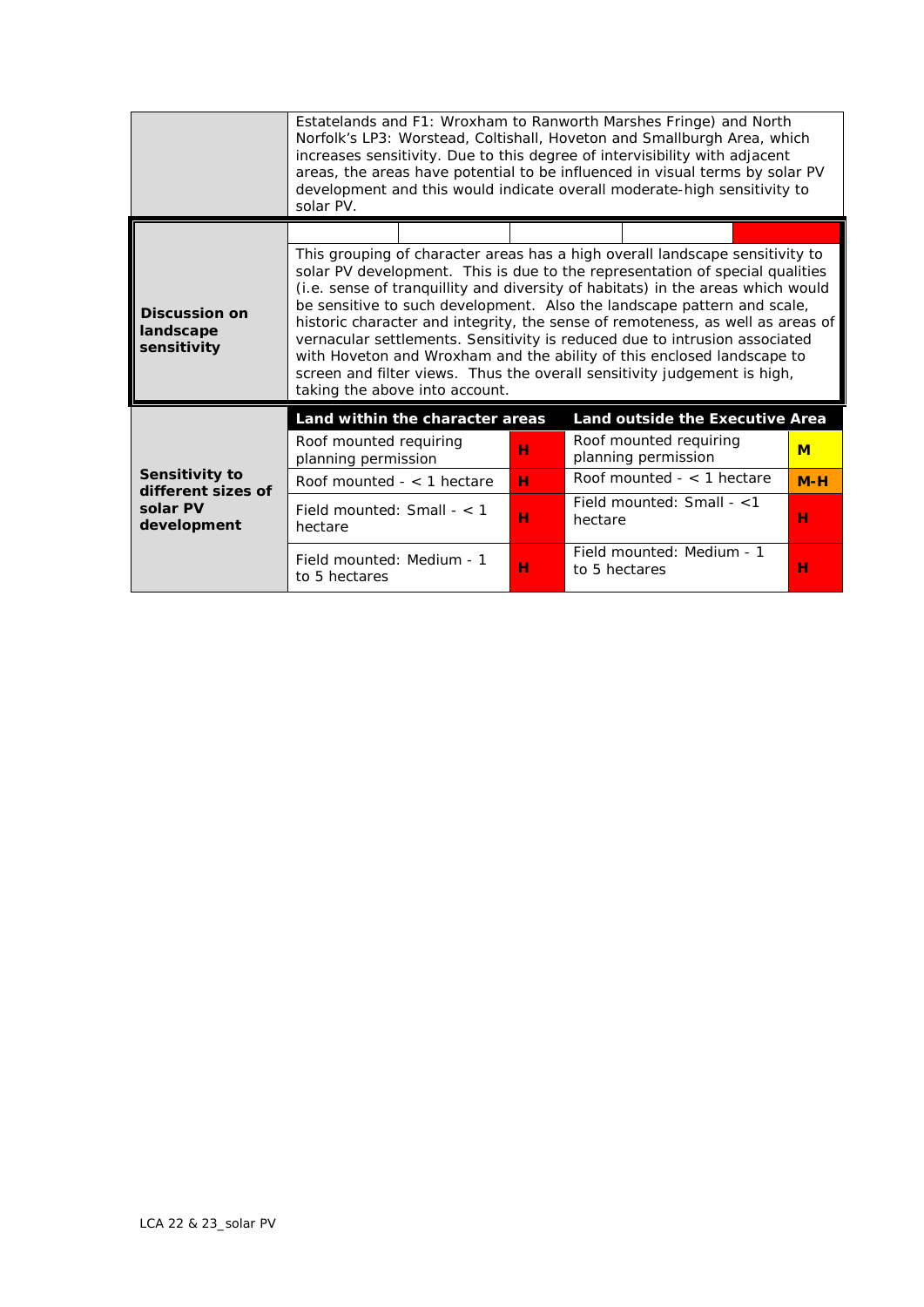| | |
|---|---|
| | Estatelands and F1: Wroxham to Ranworth Marshes Fringe) and North Norfolk's LP3: Worstead, Coltishall, Hoveton and Smallburgh Area, which increases sensitivity. Due to this degree of intervisibility with adjacent areas, the areas have potential to be influenced in visual terms by solar PV development and this would indicate overall moderate-high sensitivity to solar PV. |
| **Discussion on landscape sensitivity** | This grouping of character areas has a high overall landscape sensitivity to solar PV development. This is due to the representation of special qualities (i.e. sense of tranquillity and diversity of habitats) in the areas which would be sensitive to such development. Also the landscape pattern and scale, historic character and integrity, the sense of remoteness, as well as areas of vernacular settlements. Sensitivity is reduced due to intrusion associated with Hoveton and Wroxham and the ability of this enclosed landscape to screen and filter views. Thus the overall sensitivity judgement is high, taking the above into account. |

| | Land within the character areas | | Land outside the Executive Area | |
|---|---|---|---|---|
| **Sensitivity to different sizes of solar PV development** | Roof mounted requiring planning permission | **H** | Roof mounted requiring planning permission | **M** |
| | Roof mounted - < 1 hectare | **H** | Roof mounted - < 1 hectare | **M-H** |
| | Field mounted: Small - < 1 hectare | **H** | Field mounted: Small - <1 hectare | **H** |
| | Field mounted: Medium - 1 to 5 hectares | **H** | Field mounted: Medium - 1 to 5 hectares | **H** |

LCA 22 & 23_solar PV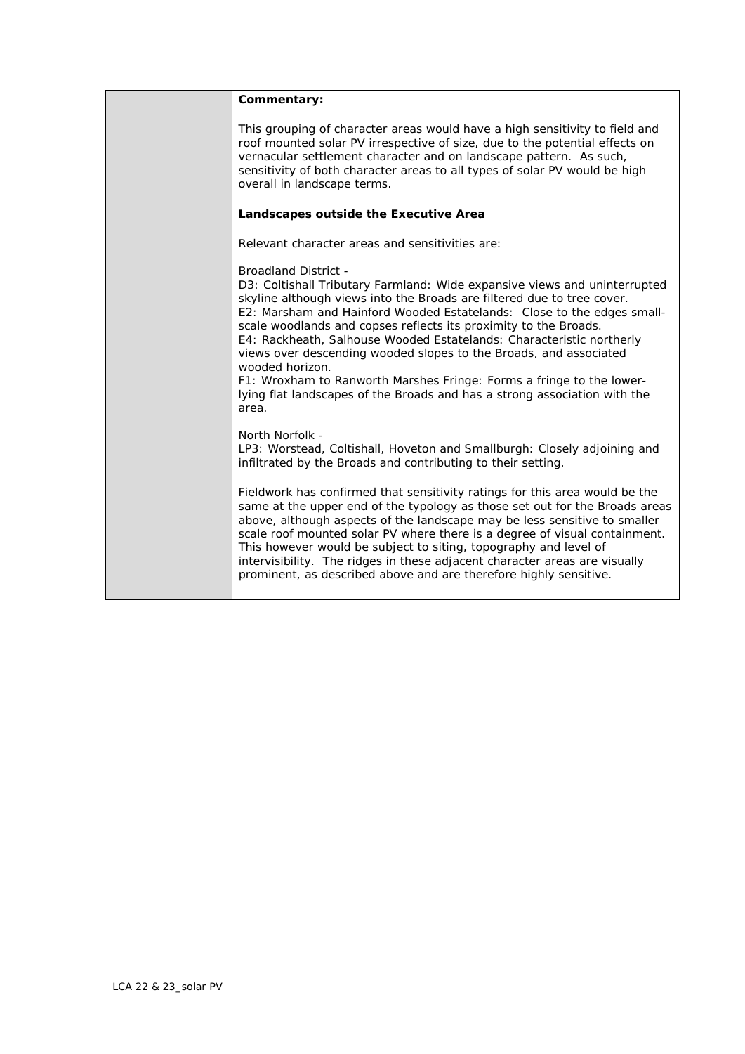**Commentary:**

This grouping of character areas would have a high sensitivity to field and roof mounted solar PV irrespective of size, due to the potential effects on vernacular settlement character and on landscape pattern. As such, sensitivity of both character areas to all types of solar PV would be high overall in landscape terms.

**Landscapes outside the Executive Area**

Relevant character areas and sensitivities are:

Broadland District -
D3: Coltishall Tributary Farmland: Wide expansive views and uninterrupted skyline although views into the Broads are filtered due to tree cover.
E2: Marsham and Hainford Wooded Estatelands: Close to the edges small-scale woodlands and copses reflects its proximity to the Broads.
E4: Rackheath, Salhouse Wooded Estatelands: Characteristic northerly views over descending wooded slopes to the Broads, and associated wooded horizon.
F1: Wroxham to Ranworth Marshes Fringe: Forms a fringe to the lower-lying flat landscapes of the Broads and has a strong association with the area.

North Norfolk -
LP3: Worstead, Coltishall, Hoveton and Smallburgh: Closely adjoining and infiltrated by the Broads and contributing to their setting.

Fieldwork has confirmed that sensitivity ratings for this area would be the same at the upper end of the typology as those set out for the Broads areas above, although aspects of the landscape may be less sensitive to smaller scale roof mounted solar PV where there is a degree of visual containment. This however would be subject to siting, topography and level of intervisibility. The ridges in these adjacent character areas are visually prominent, as described above and are therefore highly sensitive.